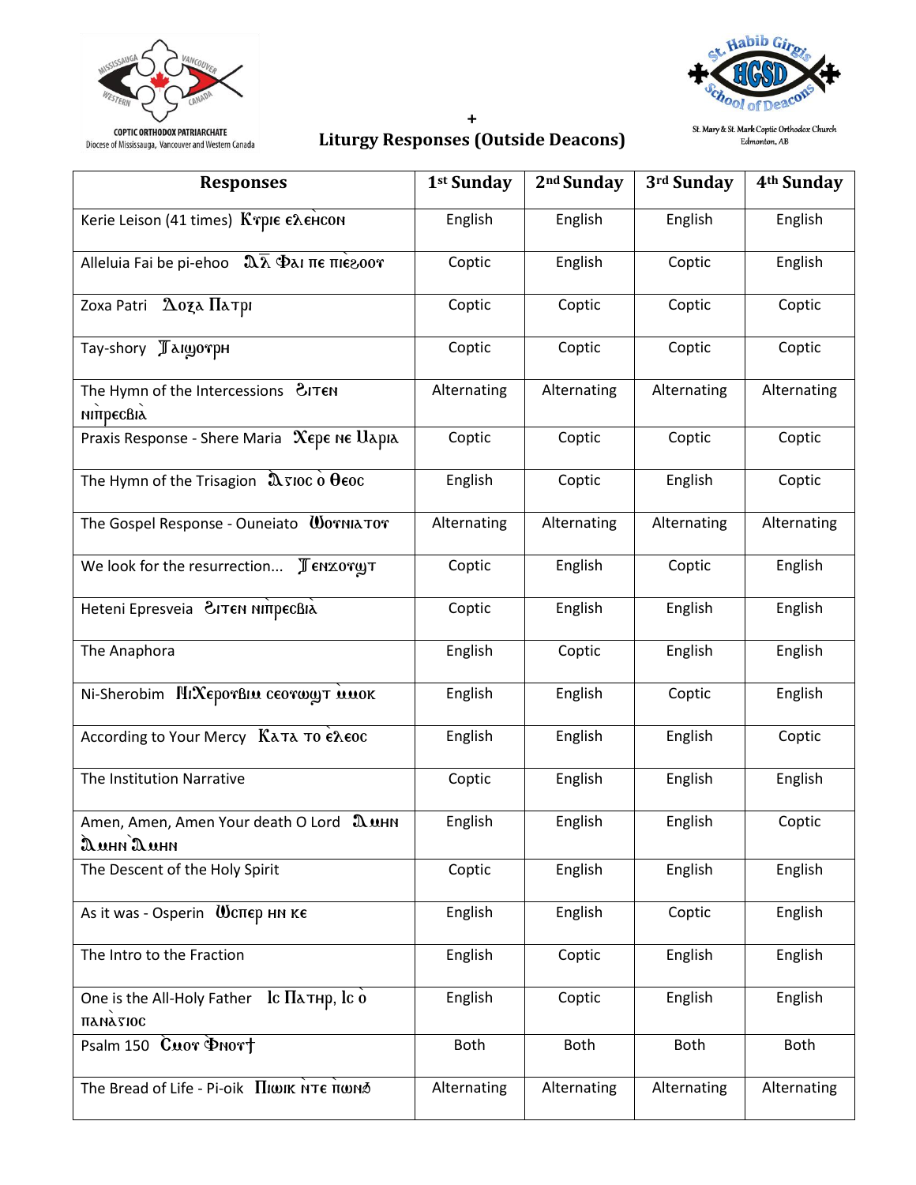COPTIC ORTHODOX PATRIARCHATE
Diocese of Mississauga, Vancouver and Western Canada

+

# Liturgy Responses (Outside Deacons)

St. Mary & St. Mark Coptic Orthodox Church
Edmonton, AB

| Responses | 1st Sunday | 2nd Sunday | 3rd Sunday | 4th Sunday |
|---|---|---|---|---|
| Kerie Leison (41 times) Ⲕⲩⲣⲓⲉ ⲉⲗⲉⲏⲥⲟⲛ | English | English | English | English |
| Alleluia Fai be pi-ehoo Ⲁ̅ⲗ̅ Ⲫⲁⲓ ⲡⲉ ⲡⲓⲉϩⲟⲟⲩ | Coptic | English | Coptic | English |
| Zoxa Patri Ⲇⲟⲝⲁ Ⲡⲁⲧⲣⲓ | Coptic | Coptic | Coptic | Coptic |
| Tay-shory Ⲧⲁⲓϣⲟⲩⲣⲏ | Coptic | Coptic | Coptic | Coptic |
| The Hymn of the Intercessions Ϩⲓⲧⲉⲛ ⲛⲓⲡ̀ⲣⲉⲥⲃⲓⲁ̀ | Alternating | Alternating | Alternating | Alternating |
| Praxis Response - Shere Maria Ⲭⲉⲣⲉ ⲛⲉ Ⲙⲁⲣⲓⲁ | Coptic | Coptic | Coptic | Coptic |
| The Hymn of the Trisagion Ⲁⲅⲓⲟⲥ ⲟ̀ Ⲑⲉⲟⲥ | English | Coptic | English | Coptic |
| The Gospel Response - Ouneiato Ⲱⲟⲩⲛⲓⲁⲧⲟⲩ | Alternating | Alternating | Alternating | Alternating |
| We look for the resurrection... Ⲧⲉⲛϫⲟⲩϣⲧ | Coptic | English | Coptic | English |
| Heteni Epresveia Ϩⲓⲧⲉⲛ ⲛⲓⲡ̀ⲣⲉⲥⲃⲓⲁ̀ | Coptic | English | English | English |
| The Anaphora | English | Coptic | English | English |
| Ni-Sherobim ⲚⲓⲬⲉⲣⲟⲩⲃⲓⲙ ⲥⲉⲟⲩⲱϣⲧ ⲙ̀ⲙⲟⲕ | English | English | Coptic | English |
| According to Your Mercy Ⲕⲁⲧⲁ ⲧⲟ ⲉ̀ⲗⲉⲟⲥ | English | English | English | Coptic |
| The Institution Narrative | Coptic | English | English | English |
| Amen, Amen, Amen Your death O Lord Ⲁⲙⲏⲛ Ⲁⲙⲏⲛ Ⲁⲙⲏⲛ | English | English | English | Coptic |
| The Descent of the Holy Spirit | Coptic | English | English | English |
| As it was - Osperin Ⲱⲥⲡⲉⲣ ⲏⲛ ⲕⲉ | English | English | Coptic | English |
| The Intro to the Fraction | English | Coptic | English | English |
| One is the All-Holy Father Ⲓⲥ Ⲡⲁⲧⲏⲣ, Ⲓⲥ ⲟ̀ ⲡⲁⲛⲁ̀ⲅⲓⲟⲥ | English | Coptic | English | English |
| Psalm 150 Ⲥⲙⲟⲩ Ⲫⲛⲟⲩϯ | Both | Both | Both | Both |
| The Bread of Life - Pi-oik Ⲡⲓⲱⲓⲕ ⲛ̀ⲧⲉ ⲡ̀ⲱⲛϧ | Alternating | Alternating | Alternating | Alternating |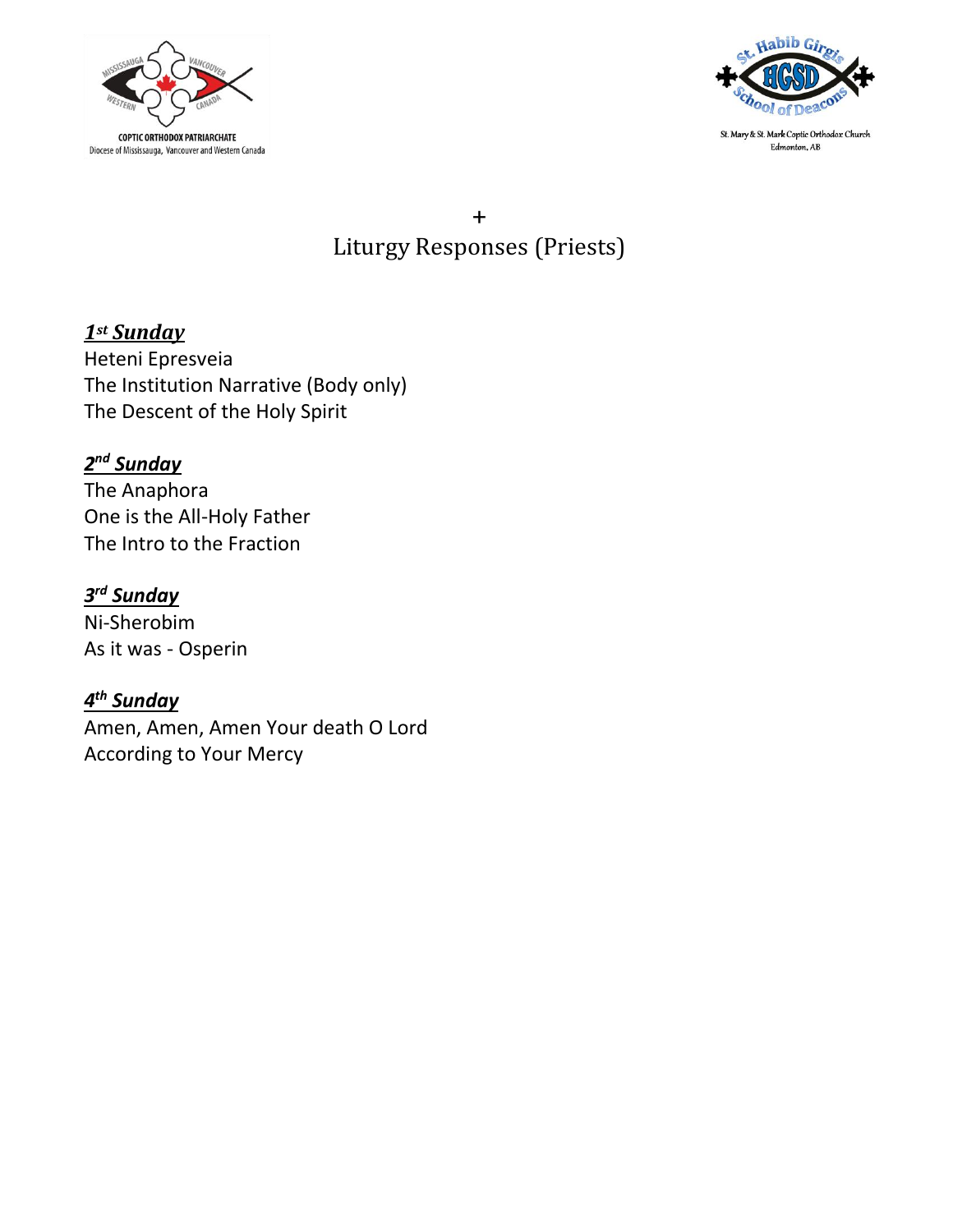+

# Liturgy Responses (Priests)

***1st Sunday***

Heteni Epresveia
The Institution Narrative (Body only)
The Descent of the Holy Spirit

***2nd Sunday***

The Anaphora
One is the All-Holy Father
The Intro to the Fraction

***3rd Sunday***

Ni-Sherobim
As it was - Osperin

***4th Sunday***

Amen, Amen, Amen Your death O Lord
According to Your Mercy